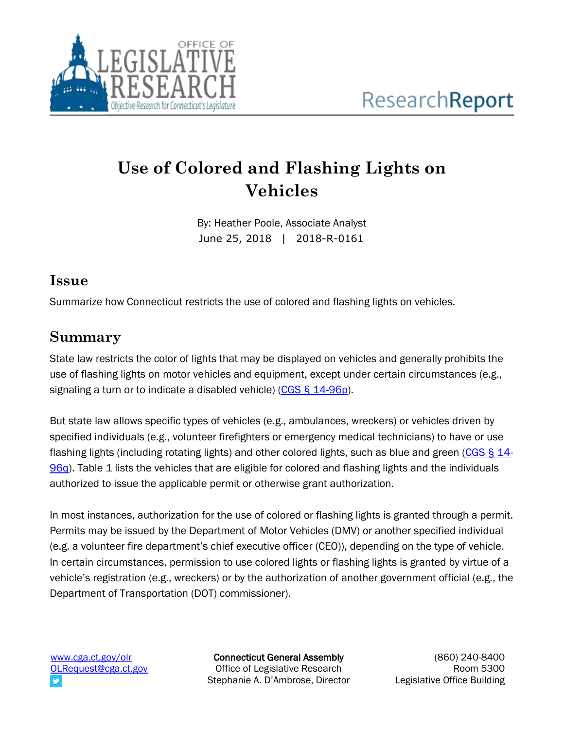# Use of Colored and Flashing Lights on Vehicles

By: Heather Poole, Associate Analyst
June 25, 2018 | 2018-R-0161

## Issue

Summarize how Connecticut restricts the use of colored and flashing lights on vehicles.

## Summary

State law restricts the color of lights that may be displayed on vehicles and generally prohibits the use of flashing lights on motor vehicles and equipment, except under certain circumstances (e.g., signaling a turn or to indicate a disabled vehicle) (CGS § 14-96p).

But state law allows specific types of vehicles (e.g., ambulances, wreckers) or vehicles driven by specified individuals (e.g., volunteer firefighters or emergency medical technicians) to have or use flashing lights (including rotating lights) and other colored lights, such as blue and green (CGS § 14-96q). Table 1 lists the vehicles that are eligible for colored and flashing lights and the individuals authorized to issue the applicable permit or otherwise grant authorization.

In most instances, authorization for the use of colored or flashing lights is granted through a permit. Permits may be issued by the Department of Motor Vehicles (DMV) or another specified individual (e.g. a volunteer fire department's chief executive officer (CEO)), depending on the type of vehicle. In certain circumstances, permission to use colored lights or flashing lights is granted by virtue of a vehicle's registration (e.g., wreckers) or by the authorization of another government official (e.g., the Department of Transportation (DOT) commissioner).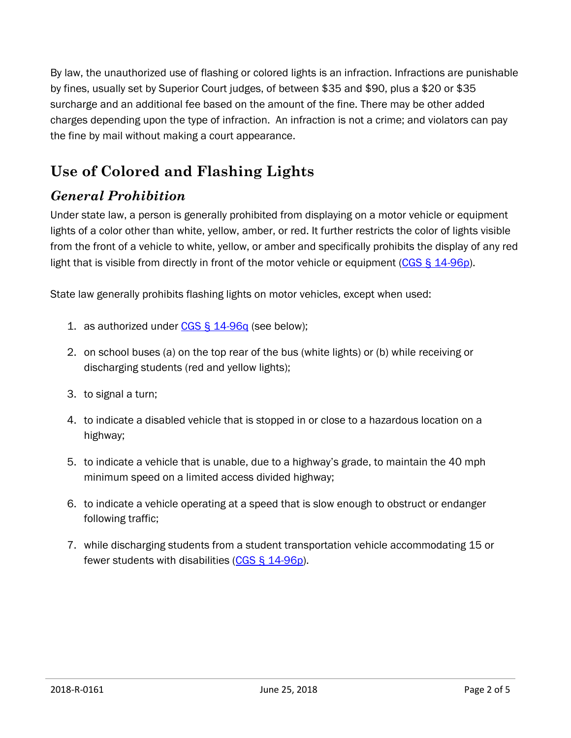By law, the unauthorized use of flashing or colored lights is an infraction. Infractions are punishable by fines, usually set by Superior Court judges, of between $35 and $90, plus a $20 or $35 surcharge and an additional fee based on the amount of the fine. There may be other added charges depending upon the type of infraction. An infraction is not a crime; and violators can pay the fine by mail without making a court appearance.

## Use of Colored and Flashing Lights

### *General Prohibition*

Under state law, a person is generally prohibited from displaying on a motor vehicle or equipment lights of a color other than white, yellow, amber, or red. It further restricts the color of lights visible from the front of a vehicle to white, yellow, or amber and specifically prohibits the display of any red light that is visible from directly in front of the motor vehicle or equipment (CGS § 14-96p).

State law generally prohibits flashing lights on motor vehicles, except when used:

1. as authorized under CGS § 14-96q (see below);
2. on school buses (a) on the top rear of the bus (white lights) or (b) while receiving or discharging students (red and yellow lights);
3. to signal a turn;
4. to indicate a disabled vehicle that is stopped in or close to a hazardous location on a highway;
5. to indicate a vehicle that is unable, due to a highway's grade, to maintain the 40 mph minimum speed on a limited access divided highway;
6. to indicate a vehicle operating at a speed that is slow enough to obstruct or endanger following traffic;
7. while discharging students from a student transportation vehicle accommodating 15 or fewer students with disabilities (CGS § 14-96p).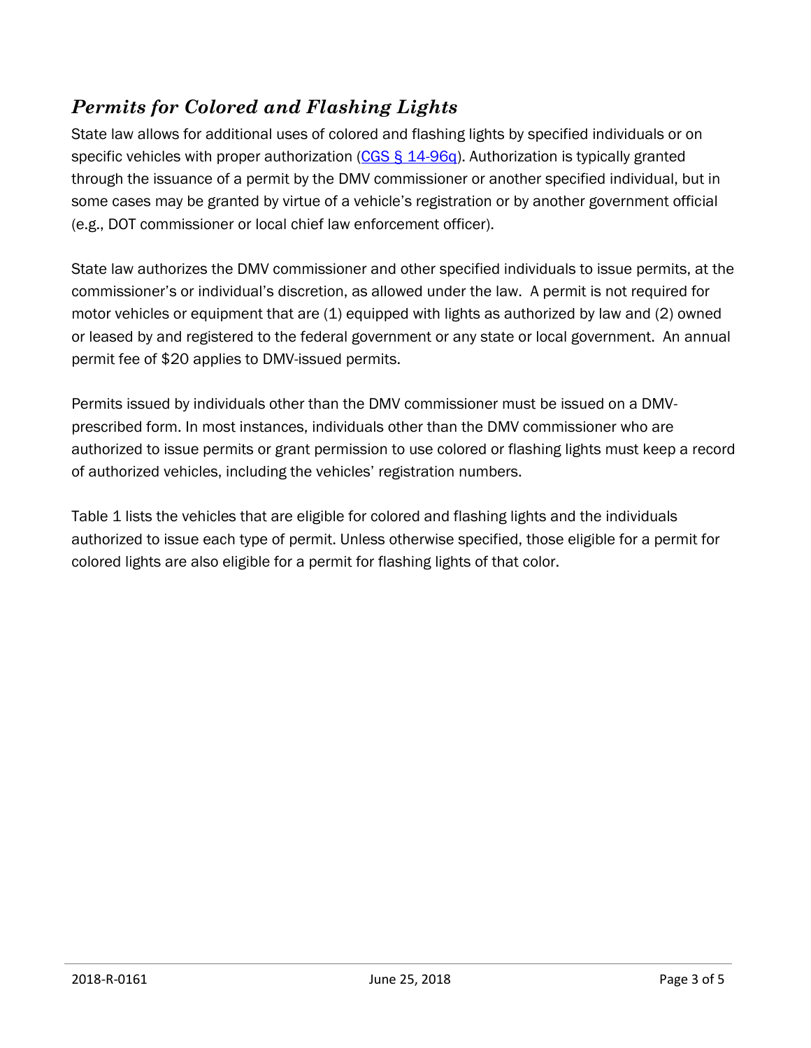## *Permits for Colored and Flashing Lights*

State law allows for additional uses of colored and flashing lights by specified individuals or on specific vehicles with proper authorization ([CGS § 14-96q](https://www.cga.ct.gov/current/pub/chap_248.htm#sec_14-96q)). Authorization is typically granted through the issuance of a permit by the DMV commissioner or another specified individual, but in some cases may be granted by virtue of a vehicle's registration or by another government official (e.g., DOT commissioner or local chief law enforcement officer).

State law authorizes the DMV commissioner and other specified individuals to issue permits, at the commissioner's or individual's discretion, as allowed under the law. A permit is not required for motor vehicles or equipment that are (1) equipped with lights as authorized by law and (2) owned or leased by and registered to the federal government or any state or local government. An annual permit fee of $20 applies to DMV-issued permits.

Permits issued by individuals other than the DMV commissioner must be issued on a DMV-prescribed form. In most instances, individuals other than the DMV commissioner who are authorized to issue permits or grant permission to use colored or flashing lights must keep a record of authorized vehicles, including the vehicles' registration numbers.

Table 1 lists the vehicles that are eligible for colored and flashing lights and the individuals authorized to issue each type of permit. Unless otherwise specified, those eligible for a permit for colored lights are also eligible for a permit for flashing lights of that color.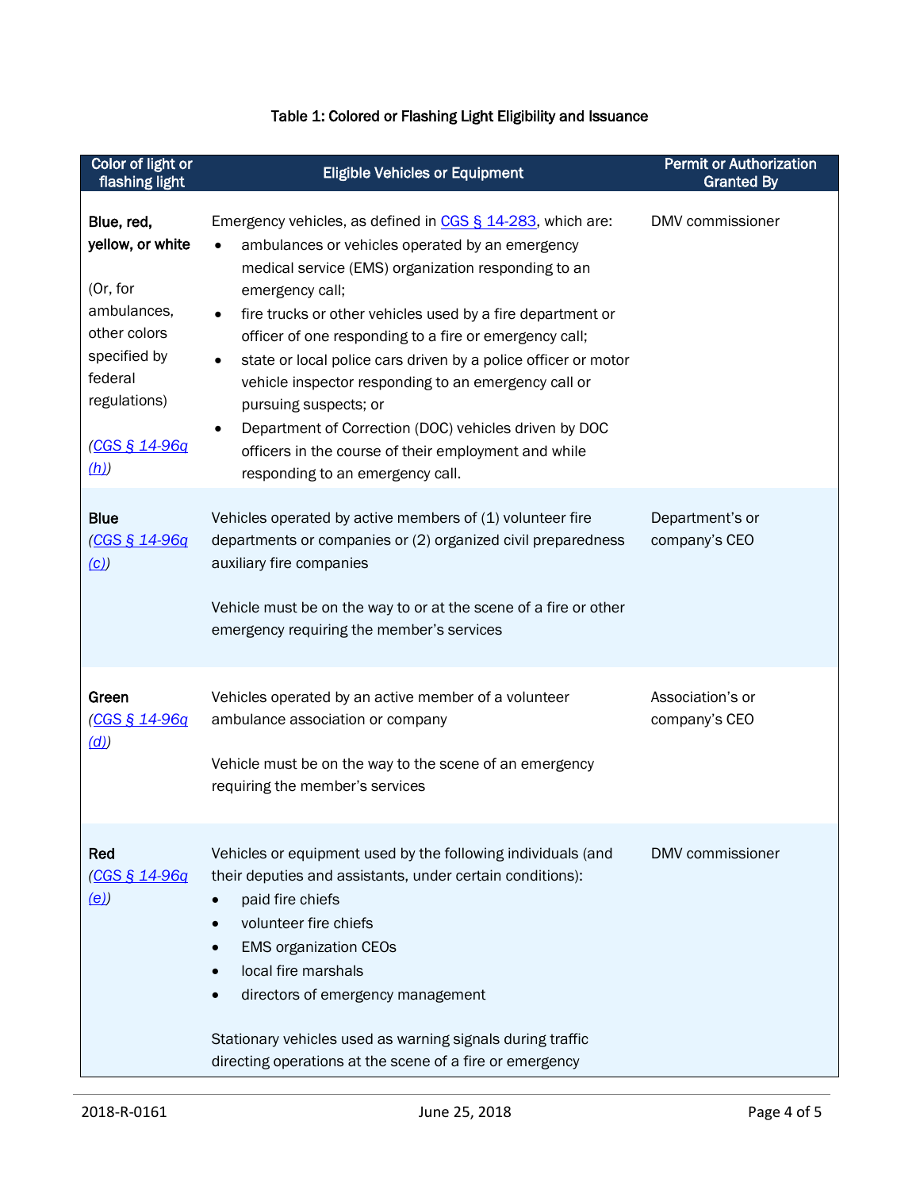**Table 1: Colored or Flashing Light Eligibility and Issuance**

| Color of light or flashing light | Eligible Vehicles or Equipment | Permit or Authorization Granted By |
|---|---|---|
| **Blue, red, yellow, or white**<br><br>(Or, for ambulances, other colors specified by federal regulations)<br><br>(*CGS § 14-96q (h)*) | Emergency vehicles, as defined in CGS § 14-283, which are:<br>• ambulances or vehicles operated by an emergency medical service (EMS) organization responding to an emergency call;<br>• fire trucks or other vehicles used by a fire department or officer of one responding to a fire or emergency call;<br>• state or local police cars driven by a police officer or motor vehicle inspector responding to an emergency call or pursuing suspects; or<br>• Department of Correction (DOC) vehicles driven by DOC officers in the course of their employment and while responding to an emergency call. | DMV commissioner |
| **Blue**<br>(*CGS § 14-96q (c)*) | Vehicles operated by active members of (1) volunteer fire departments or companies or (2) organized civil preparedness auxiliary fire companies<br><br>Vehicle must be on the way to or at the scene of a fire or other emergency requiring the member's services | Department's or company's CEO |
| **Green**<br>(*CGS § 14-96q (d)*) | Vehicles operated by an active member of a volunteer ambulance association or company<br><br>Vehicle must be on the way to the scene of an emergency requiring the member's services | Association's or company's CEO |
| **Red**<br>(*CGS § 14-96q (e)*) | Vehicles or equipment used by the following individuals (and their deputies and assistants, under certain conditions):<br>• paid fire chiefs<br>• volunteer fire chiefs<br>• EMS organization CEOs<br>• local fire marshals<br>• directors of emergency management<br><br>Stationary vehicles used as warning signals during traffic directing operations at the scene of a fire or emergency | DMV commissioner |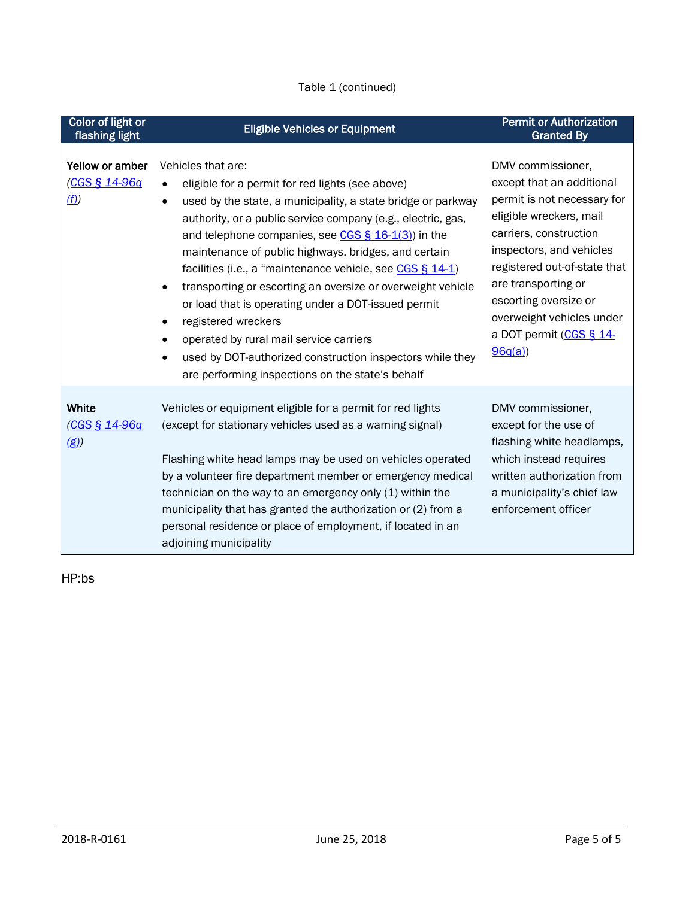Table 1 (continued)

| Color of light or flashing light | Eligible Vehicles or Equipment | Permit or Authorization Granted By |
|---|---|---|
| **Yellow or amber** (*CGS § 14-96q (f)*) | Vehicles that are:<br>• eligible for a permit for red lights (see above)<br>• used by the state, a municipality, a state bridge or parkway authority, or a public service company (e.g., electric, gas, and telephone companies, see CGS § 16-1(3)) in the maintenance of public highways, bridges, and certain facilities (i.e., a "maintenance vehicle, see CGS § 14-1)<br>• transporting or escorting an oversize or overweight vehicle or load that is operating under a DOT-issued permit<br>• registered wreckers<br>• operated by rural mail service carriers<br>• used by DOT-authorized construction inspectors while they are performing inspections on the state's behalf | DMV commissioner, except that an additional permit is not necessary for eligible wreckers, mail carriers, construction inspectors, and vehicles registered out-of-state that are transporting or escorting oversize or overweight vehicles under a DOT permit (CGS § 14-96q(a)) |
| **White** (*CGS § 14-96q (g)*) | Vehicles or equipment eligible for a permit for red lights (except for stationary vehicles used as a warning signal)<br><br>Flashing white head lamps may be used on vehicles operated by a volunteer fire department member or emergency medical technician on the way to an emergency only (1) within the municipality that has granted the authorization or (2) from a personal residence or place of employment, if located in an adjoining municipality | DMV commissioner, except for the use of flashing white headlamps, which instead requires written authorization from a municipality's chief law enforcement officer |

HP:bs